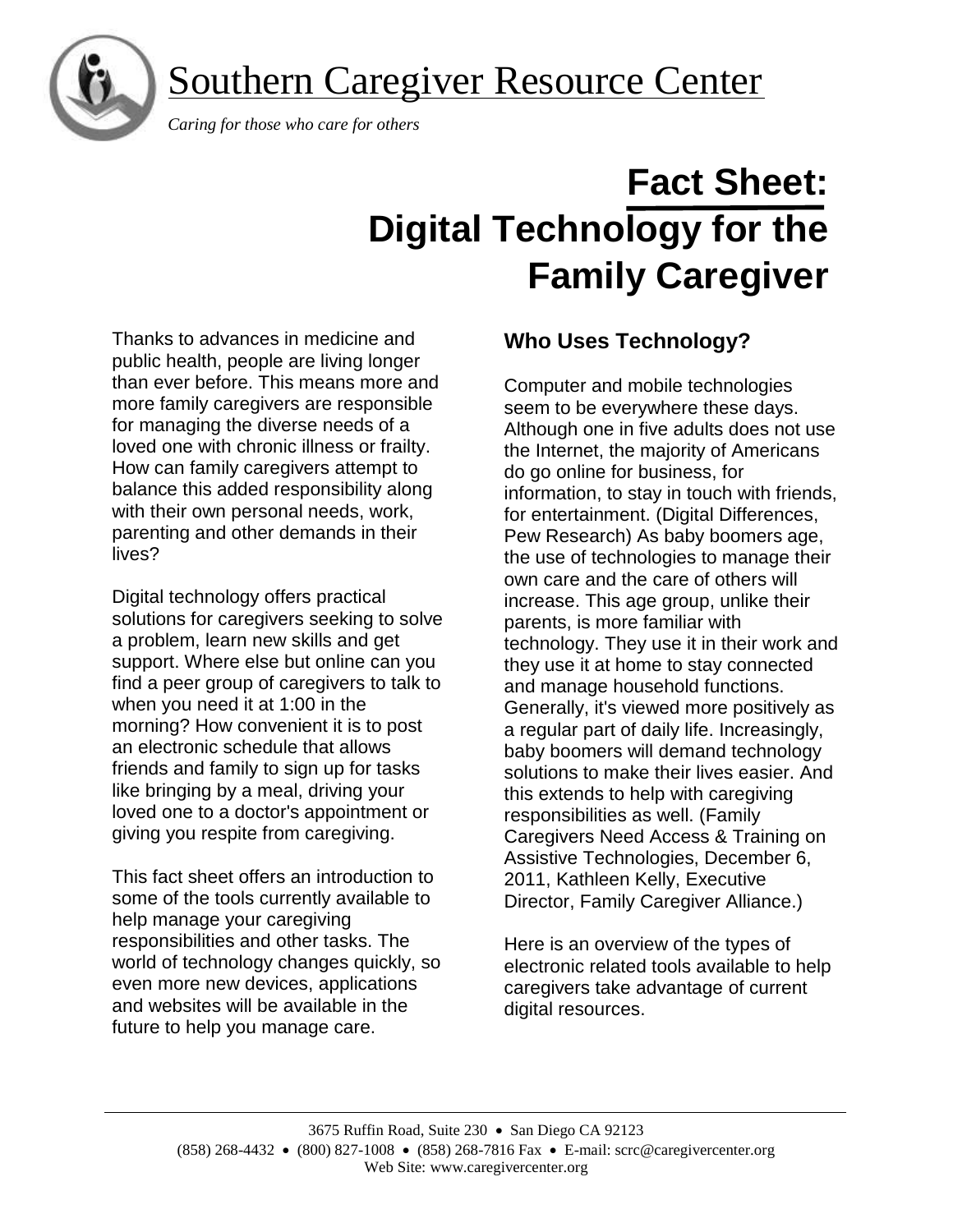# Southern Caregiver Resource Center

*Caring for those who care for others*

# Fact Sheet: Digital Technology for the Family Caregiver

Thanks to advances in medicine and public health, people are living longer than ever before. This means more and more family caregivers are responsible for managing the diverse needs of a loved one with chronic illness or frailty. How can family caregivers attempt to balance this added responsibility along with their own personal needs, work, parenting and other demands in their lives?

Digital technology offers practical solutions for caregivers seeking to solve a problem, learn new skills and get support. Where else but online can you find a peer group of caregivers to talk to when you need it at 1:00 in the morning? How convenient it is to post an electronic schedule that allows friends and family to sign up for tasks like bringing by a meal, driving your loved one to a doctor's appointment or giving you respite from caregiving.

This fact sheet offers an introduction to some of the tools currently available to help manage your caregiving responsibilities and other tasks. The world of technology changes quickly, so even more new devices, applications and websites will be available in the future to help you manage care.

## Who Uses Technology?

Computer and mobile technologies seem to be everywhere these days. Although one in five adults does not use the Internet, the majority of Americans do go online for business, for information, to stay in touch with friends, for entertainment. (Digital Differences, Pew Research) As baby boomers age, the use of technologies to manage their own care and the care of others will increase. This age group, unlike their parents, is more familiar with technology. They use it in their work and they use it at home to stay connected and manage household functions. Generally, it's viewed more positively as a regular part of daily life. Increasingly, baby boomers will demand technology solutions to make their lives easier. And this extends to help with caregiving responsibilities as well. (Family Caregivers Need Access & Training on Assistive Technologies, December 6, 2011, Kathleen Kelly, Executive Director, Family Caregiver Alliance.)

Here is an overview of the types of electronic related tools available to help caregivers take advantage of current digital resources.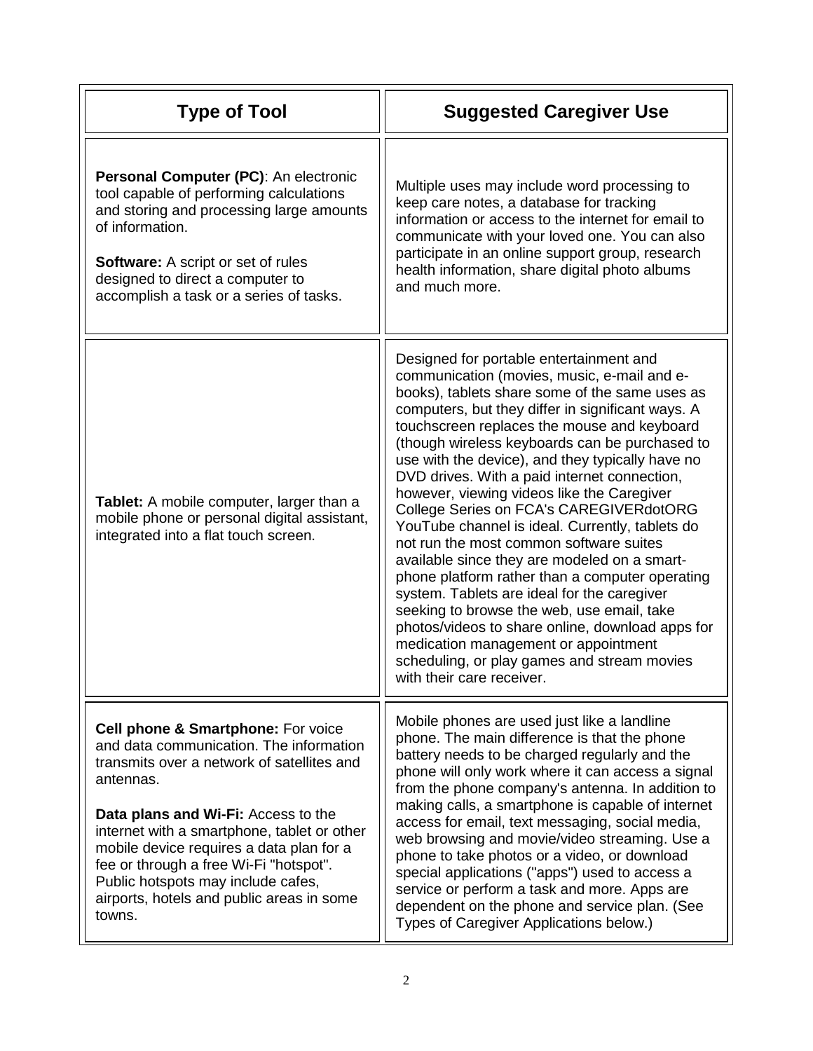| Type of Tool | Suggested Caregiver Use |
| --- | --- |
| **Personal Computer (PC)**: An electronic tool capable of performing calculations and storing and processing large amounts of information.<br><br>**Software:** A script or set of rules designed to direct a computer to accomplish a task or a series of tasks. | Multiple uses may include word processing to keep care notes, a database for tracking information or access to the internet for email to communicate with your loved one. You can also participate in an online support group, research health information, share digital photo albums and much more. |
| **Tablet:** A mobile computer, larger than a mobile phone or personal digital assistant, integrated into a flat touch screen. | Designed for portable entertainment and communication (movies, music, e-mail and e-books), tablets share some of the same uses as computers, but they differ in significant ways. A touchscreen replaces the mouse and keyboard (though wireless keyboards can be purchased to use with the device), and they typically have no DVD drives. With a paid internet connection, however, viewing videos like the Caregiver College Series on FCA's CAREGIVERdotORG YouTube channel is ideal. Currently, tablets do not run the most common software suites available since they are modeled on a smart-phone platform rather than a computer operating system. Tablets are ideal for the caregiver seeking to browse the web, use email, take photos/videos to share online, download apps for medication management or appointment scheduling, or play games and stream movies with their care receiver. |
| **Cell phone & Smartphone:** For voice and data communication. The information transmits over a network of satellites and antennas.<br><br>**Data plans and Wi-Fi:** Access to the internet with a smartphone, tablet or other mobile device requires a data plan for a fee or through a free Wi-Fi "hotspot". Public hotspots may include cafes, airports, hotels and public areas in some towns. | Mobile phones are used just like a landline phone. The main difference is that the phone battery needs to be charged regularly and the phone will only work where it can access a signal from the phone company's antenna. In addition to making calls, a smartphone is capable of internet access for email, text messaging, social media, web browsing and movie/video streaming. Use a phone to take photos or a video, or download special applications ("apps") used to access a service or perform a task and more. Apps are dependent on the phone and service plan. (See Types of Caregiver Applications below.) |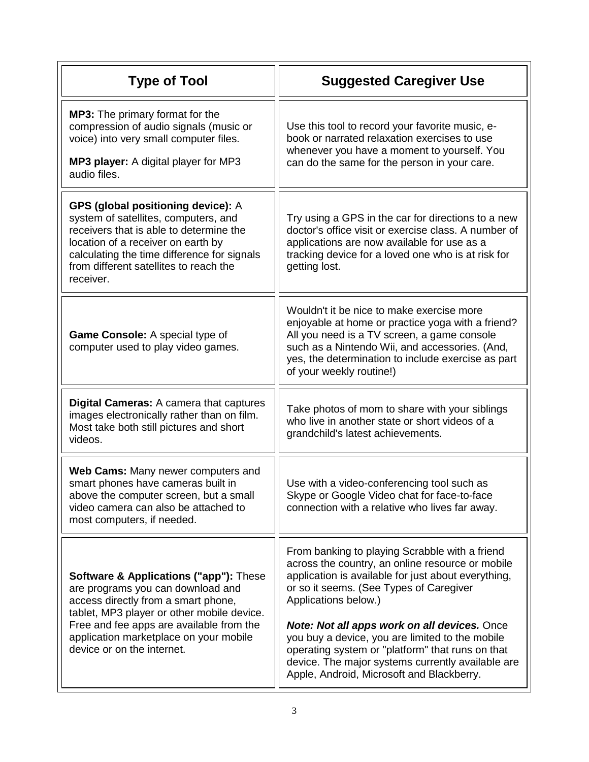| Type of Tool | Suggested Caregiver Use |
| --- | --- |
| **MP3:** The primary format for the compression of audio signals (music or voice) into very small computer files.<br><br>**MP3 player:** A digital player for MP3 audio files. | Use this tool to record your favorite music, e-book or narrated relaxation exercises to use whenever you have a moment to yourself. You can do the same for the person in your care. |
| **GPS (global positioning device):** A system of satellites, computers, and receivers that is able to determine the location of a receiver on earth by calculating the time difference for signals from different satellites to reach the receiver. | Try using a GPS in the car for directions to a new doctor's office visit or exercise class. A number of applications are now available for use as a tracking device for a loved one who is at risk for getting lost. |
| **Game Console:** A special type of computer used to play video games. | Wouldn't it be nice to make exercise more enjoyable at home or practice yoga with a friend? All you need is a TV screen, a game console such as a Nintendo Wii, and accessories. (And, yes, the determination to include exercise as part of your weekly routine!) |
| **Digital Cameras:** A camera that captures images electronically rather than on film. Most take both still pictures and short videos. | Take photos of mom to share with your siblings who live in another state or short videos of a grandchild's latest achievements. |
| **Web Cams:** Many newer computers and smart phones have cameras built in above the computer screen, but a small video camera can also be attached to most computers, if needed. | Use with a video-conferencing tool such as Skype or Google Video chat for face-to-face connection with a relative who lives far away. |
| **Software & Applications ("app"):** These are programs you can download and access directly from a smart phone, tablet, MP3 player or other mobile device. Free and fee apps are available from the application marketplace on your mobile device or on the internet. | From banking to playing Scrabble with a friend across the country, an online resource or mobile application is available for just about everything, or so it seems. (See Types of Caregiver Applications below.)<br><br>***Note: Not all apps work on all devices.*** Once you buy a device, you are limited to the mobile operating system or "platform" that runs on that device. The major systems currently available are Apple, Android, Microsoft and Blackberry. |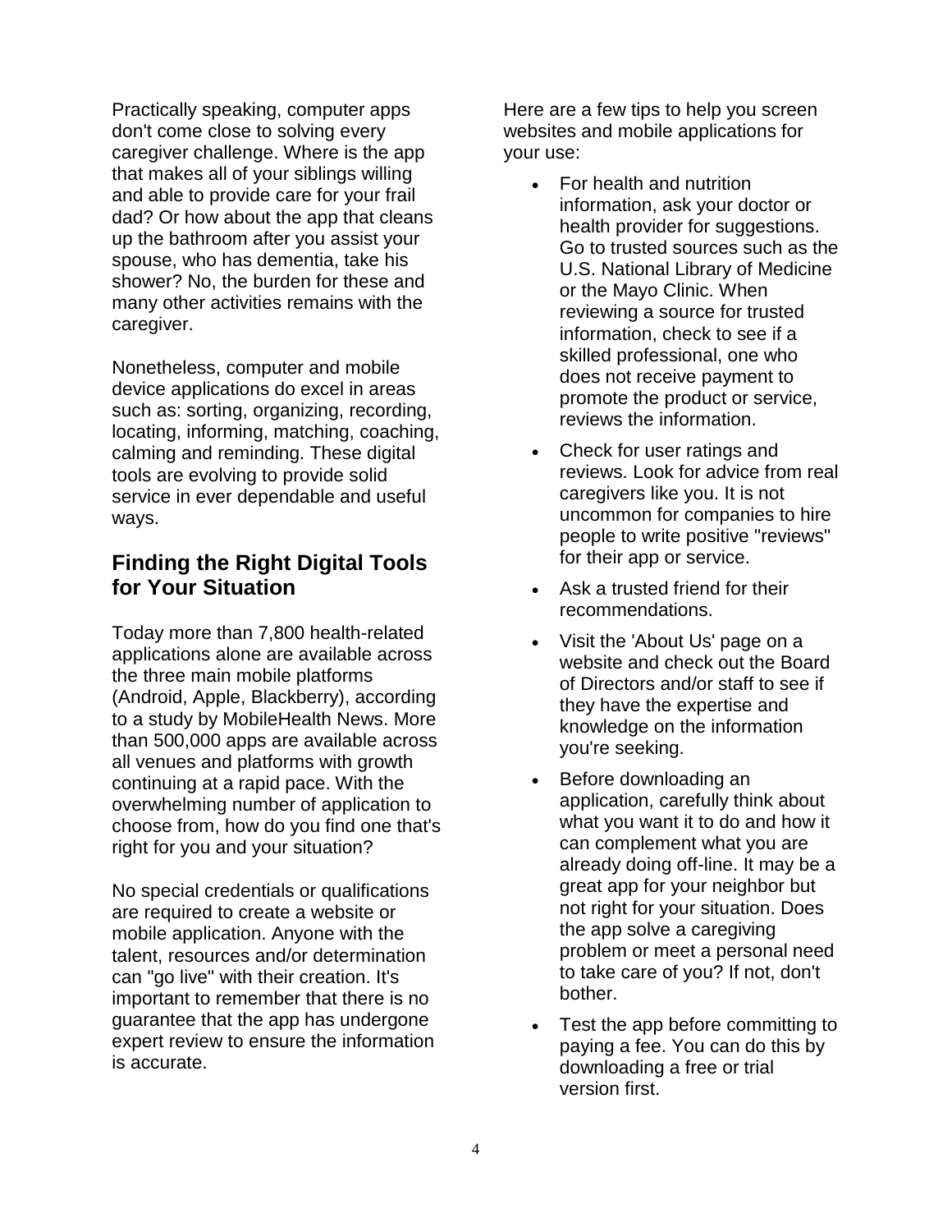Practically speaking, computer apps don't come close to solving every caregiver challenge. Where is the app that makes all of your siblings willing and able to provide care for your frail dad? Or how about the app that cleans up the bathroom after you assist your spouse, who has dementia, take his shower? No, the burden for these and many other activities remains with the caregiver.

Nonetheless, computer and mobile device applications do excel in areas such as: sorting, organizing, recording, locating, informing, matching, coaching, calming and reminding. These digital tools are evolving to provide solid service in ever dependable and useful ways.

## Finding the Right Digital Tools for Your Situation

Today more than 7,800 health-related applications alone are available across the three main mobile platforms (Android, Apple, Blackberry), according to a study by MobileHealth News. More than 500,000 apps are available across all venues and platforms with growth continuing at a rapid pace. With the overwhelming number of application to choose from, how do you find one that's right for you and your situation?

No special credentials or qualifications are required to create a website or mobile application. Anyone with the talent, resources and/or determination can "go live" with their creation. It's important to remember that there is no guarantee that the app has undergone expert review to ensure the information is accurate.

Here are a few tips to help you screen websites and mobile applications for your use:

- For health and nutrition information, ask your doctor or health provider for suggestions. Go to trusted sources such as the U.S. National Library of Medicine or the Mayo Clinic. When reviewing a source for trusted information, check to see if a skilled professional, one who does not receive payment to promote the product or service, reviews the information.
- Check for user ratings and reviews. Look for advice from real caregivers like you. It is not uncommon for companies to hire people to write positive "reviews" for their app or service.
- Ask a trusted friend for their recommendations.
- Visit the 'About Us' page on a website and check out the Board of Directors and/or staff to see if they have the expertise and knowledge on the information you're seeking.
- Before downloading an application, carefully think about what you want it to do and how it can complement what you are already doing off-line. It may be a great app for your neighbor but not right for your situation. Does the app solve a caregiving problem or meet a personal need to take care of you? If not, don't bother.
- Test the app before committing to paying a fee. You can do this by downloading a free or trial version first.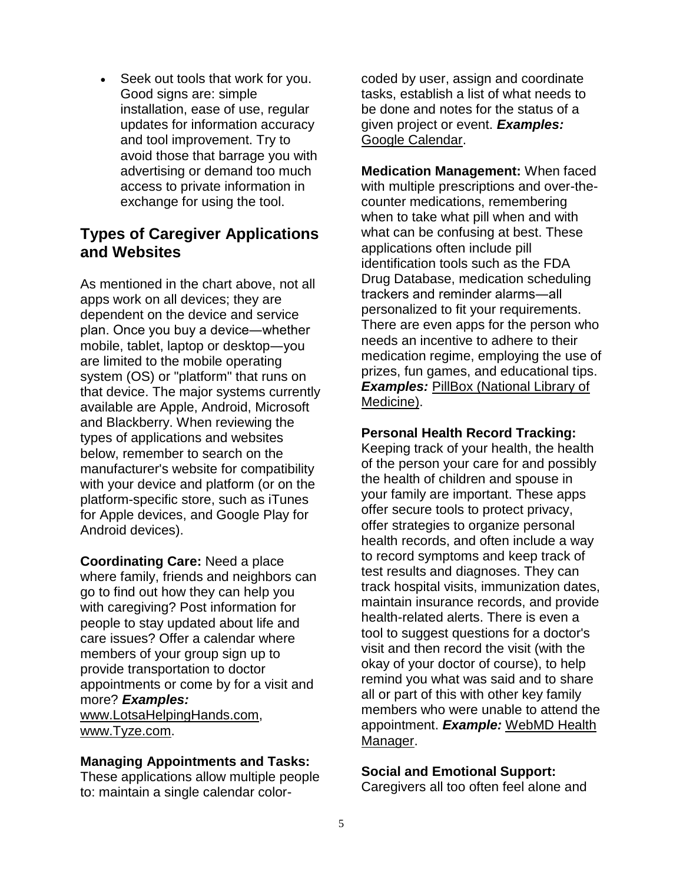- Seek out tools that work for you. Good signs are: simple installation, ease of use, regular updates for information accuracy and tool improvement. Try to avoid those that barrage you with advertising or demand too much access to private information in exchange for using the tool.

## Types of Caregiver Applications and Websites

As mentioned in the chart above, not all apps work on all devices; they are dependent on the device and service plan. Once you buy a device—whether mobile, tablet, laptop or desktop—you are limited to the mobile operating system (OS) or "platform" that runs on that device. The major systems currently available are Apple, Android, Microsoft and Blackberry. When reviewing the types of applications and websites below, remember to search on the manufacturer's website for compatibility with your device and platform (or on the platform-specific store, such as iTunes for Apple devices, and Google Play for Android devices).

**Coordinating Care:** Need a place where family, friends and neighbors can go to find out how they can help you with caregiving? Post information for people to stay updated about life and care issues? Offer a calendar where members of your group sign up to provide transportation to doctor appointments or come by for a visit and more? ***Examples:*** www.LotsaHelpingHands.com, www.Tyze.com.

**Managing Appointments and Tasks:** These applications allow multiple people to: maintain a single calendar color-coded by user, assign and coordinate tasks, establish a list of what needs to be done and notes for the status of a given project or event. ***Examples:*** Google Calendar.

**Medication Management:** When faced with multiple prescriptions and over-the-counter medications, remembering when to take what pill when and with what can be confusing at best. These applications often include pill identification tools such as the FDA Drug Database, medication scheduling trackers and reminder alarms—all personalized to fit your requirements. There are even apps for the person who needs an incentive to adhere to their medication regime, employing the use of prizes, fun games, and educational tips. ***Examples:*** PillBox (National Library of Medicine).

**Personal Health Record Tracking:** Keeping track of your health, the health of the person your care for and possibly the health of children and spouse in your family are important. These apps offer secure tools to protect privacy, offer strategies to organize personal health records, and often include a way to record symptoms and keep track of test results and diagnoses. They can track hospital visits, immunization dates, maintain insurance records, and provide health-related alerts. There is even a tool to suggest questions for a doctor's visit and then record the visit (with the okay of your doctor of course), to help remind you what was said and to share all or part of this with other key family members who were unable to attend the appointment. ***Example:*** WebMD Health Manager.

**Social and Emotional Support:** Caregivers all too often feel alone and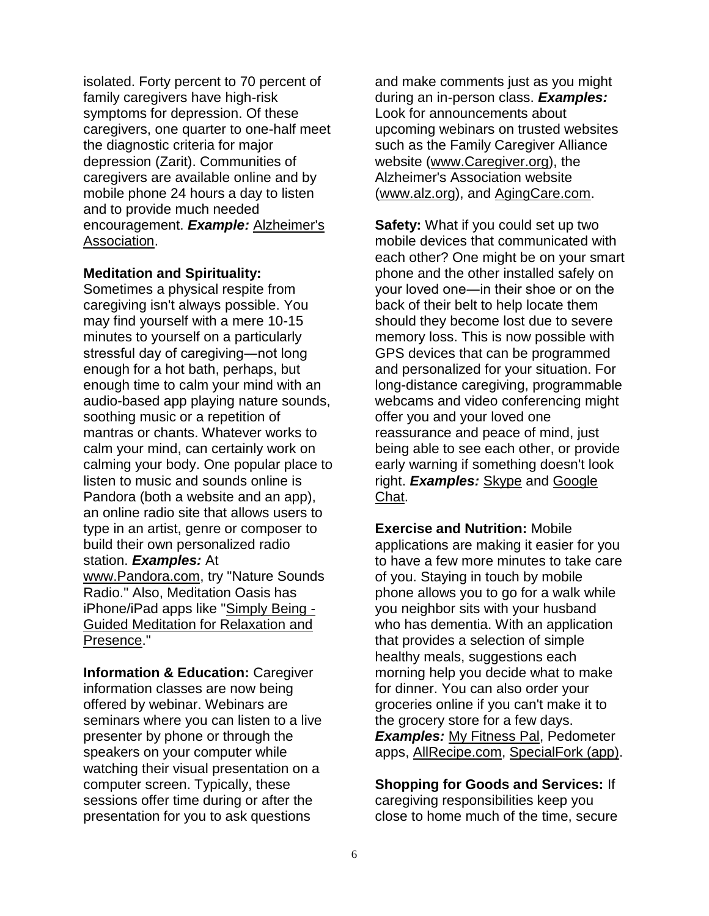isolated. Forty percent to 70 percent of family caregivers have high-risk symptoms for depression. Of these caregivers, one quarter to one-half meet the diagnostic criteria for major depression (Zarit). Communities of caregivers are available online and by mobile phone 24 hours a day to listen and to provide much needed encouragement. ***Example:*** Alzheimer's Association.

**Meditation and Spirituality:** Sometimes a physical respite from caregiving isn't always possible. You may find yourself with a mere 10-15 minutes to yourself on a particularly stressful day of caregiving—not long enough for a hot bath, perhaps, but enough time to calm your mind with an audio-based app playing nature sounds, soothing music or a repetition of mantras or chants. Whatever works to calm your mind, can certainly work on calming your body. One popular place to listen to music and sounds online is Pandora (both a website and an app), an online radio site that allows users to type in an artist, genre or composer to build their own personalized radio station. ***Examples:*** At www.Pandora.com, try "Nature Sounds Radio." Also, Meditation Oasis has iPhone/iPad apps like "Simply Being - Guided Meditation for Relaxation and Presence."

**Information & Education:** Caregiver information classes are now being offered by webinar. Webinars are seminars where you can listen to a live presenter by phone or through the speakers on your computer while watching their visual presentation on a computer screen. Typically, these sessions offer time during or after the presentation for you to ask questions and make comments just as you might during an in-person class. ***Examples:*** Look for announcements about upcoming webinars on trusted websites such as the Family Caregiver Alliance website (www.Caregiver.org), the Alzheimer's Association website (www.alz.org), and AgingCare.com.

**Safety:** What if you could set up two mobile devices that communicated with each other? One might be on your smart phone and the other installed safely on your loved one—in their shoe or on the back of their belt to help locate them should they become lost due to severe memory loss. This is now possible with GPS devices that can be programmed and personalized for your situation. For long-distance caregiving, programmable webcams and video conferencing might offer you and your loved one reassurance and peace of mind, just being able to see each other, or provide early warning if something doesn't look right. ***Examples:*** Skype and Google Chat.

**Exercise and Nutrition:** Mobile applications are making it easier for you to have a few more minutes to take care of you. Staying in touch by mobile phone allows you to go for a walk while you neighbor sits with your husband who has dementia. With an application that provides a selection of simple healthy meals, suggestions each morning help you decide what to make for dinner. You can also order your groceries online if you can't make it to the grocery store for a few days. ***Examples:*** My Fitness Pal, Pedometer apps, AllRecipe.com, SpecialFork (app).

**Shopping for Goods and Services:** If caregiving responsibilities keep you close to home much of the time, secure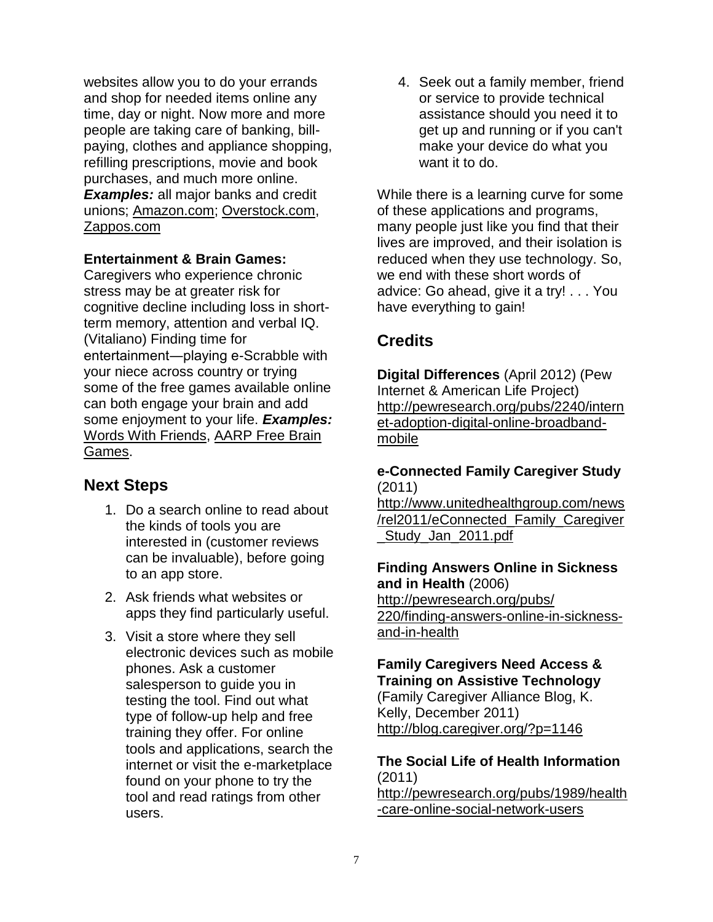websites allow you to do your errands and shop for needed items online any time, day or night. Now more and more people are taking care of banking, bill-paying, clothes and appliance shopping, refilling prescriptions, movie and book purchases, and much more online. ***Examples:*** all major banks and credit unions; Amazon.com; Overstock.com, Zappos.com

**Entertainment & Brain Games:**
Caregivers who experience chronic stress may be at greater risk for cognitive decline including loss in short-term memory, attention and verbal IQ. (Vitaliano) Finding time for entertainment—playing e-Scrabble with your niece across country or trying some of the free games available online can both engage your brain and add some enjoyment to your life. ***Examples:*** Words With Friends, AARP Free Brain Games.

## Next Steps

1. Do a search online to read about the kinds of tools you are interested in (customer reviews can be invaluable), before going to an app store.
2. Ask friends what websites or apps they find particularly useful.
3. Visit a store where they sell electronic devices such as mobile phones. Ask a customer salesperson to guide you in testing the tool. Find out what type of follow-up help and free training they offer. For online tools and applications, search the internet or visit the e-marketplace found on your phone to try the tool and read ratings from other users.
4. Seek out a family member, friend or service to provide technical assistance should you need it to get up and running or if you can't make your device do what you want it to do.

While there is a learning curve for some of these applications and programs, many people just like you find that their lives are improved, and their isolation is reduced when they use technology. So, we end with these short words of advice: Go ahead, give it a try! . . . You have everything to gain!

## Credits

**Digital Differences** (April 2012) (Pew Internet & American Life Project)
http://pewresearch.org/pubs/2240/internet-adoption-digital-online-broadband-mobile

**e-Connected Family Caregiver Study** (2011)
http://www.unitedhealthgroup.com/news/rel2011/eConnected_Family_Caregiver_Study_Jan_2011.pdf

**Finding Answers Online in Sickness and in Health** (2006)
http://pewresearch.org/pubs/220/finding-answers-online-in-sickness-and-in-health

**Family Caregivers Need Access & Training on Assistive Technology** (Family Caregiver Alliance Blog, K. Kelly, December 2011)
http://blog.caregiver.org/?p=1146

**The Social Life of Health Information** (2011)
http://pewresearch.org/pubs/1989/health-care-online-social-network-users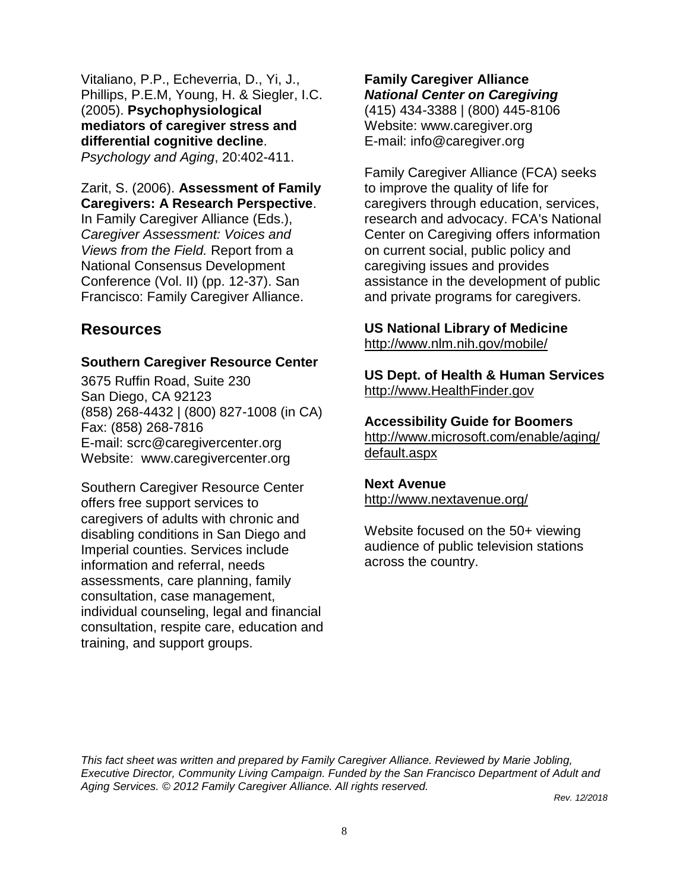Vitaliano, P.P., Echeverria, D., Yi, J., Phillips, P.E.M, Young, H. & Siegler, I.C. (2005). **Psychophysiological mediators of caregiver stress and differential cognitive decline**. *Psychology and Aging*, 20:402-411.

Zarit, S. (2006). **Assessment of Family Caregivers: A Research Perspective**. In Family Caregiver Alliance (Eds.), *Caregiver Assessment: Voices and Views from the Field.* Report from a National Consensus Development Conference (Vol. II) (pp. 12-37). San Francisco: Family Caregiver Alliance.

## Resources

### Southern Caregiver Resource Center

3675 Ruffin Road, Suite 230
San Diego, CA 92123
(858) 268-4432 | (800) 827-1008 (in CA)
Fax: (858) 268-7816
E-mail: scrc@caregivercenter.org
Website: www.caregivercenter.org

Southern Caregiver Resource Center offers free support services to caregivers of adults with chronic and disabling conditions in San Diego and Imperial counties. Services include information and referral, needs assessments, care planning, family consultation, case management, individual counseling, legal and financial consultation, respite care, education and training, and support groups.

**Family Caregiver Alliance**
***National Center on Caregiving***
(415) 434-3388 | (800) 445-8106
Website: www.caregiver.org
E-mail: info@caregiver.org

Family Caregiver Alliance (FCA) seeks to improve the quality of life for caregivers through education, services, research and advocacy. FCA's National Center on Caregiving offers information on current social, public policy and caregiving issues and provides assistance in the development of public and private programs for caregivers.

**US National Library of Medicine**
http://www.nlm.nih.gov/mobile/

**US Dept. of Health & Human Services**
http://www.HealthFinder.gov

**Accessibility Guide for Boomers**
http://www.microsoft.com/enable/aging/default.aspx

**Next Avenue**
http://www.nextavenue.org/

Website focused on the 50+ viewing audience of public television stations across the country.

*This fact sheet was written and prepared by Family Caregiver Alliance. Reviewed by Marie Jobling, Executive Director, Community Living Campaign. Funded by the San Francisco Department of Adult and Aging Services. © 2012 Family Caregiver Alliance. All rights reserved.*

*Rev. 12/2018*